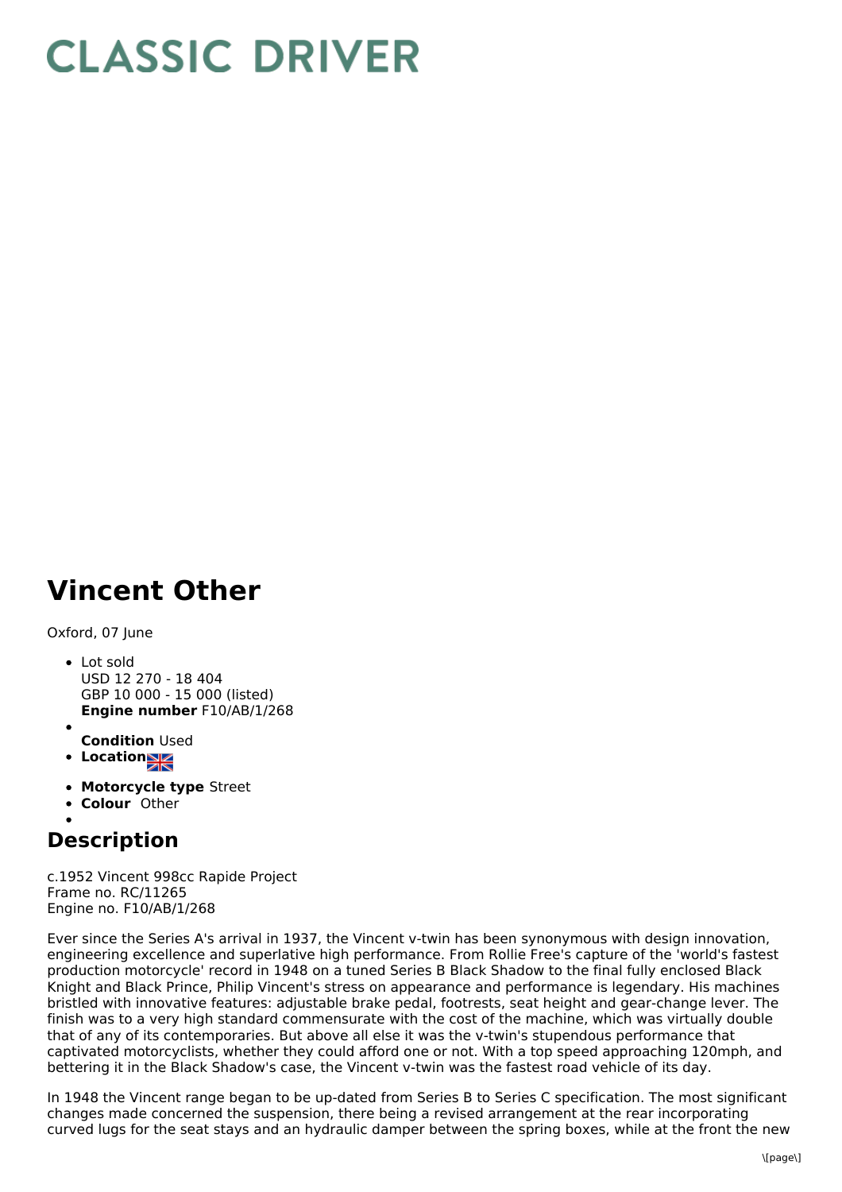# CLASSIC DRIVER

# Vincent Other

Oxford, 07 June

- Lot sold
  USD 12 270 - 18 404
  GBP 10 000 - 15 000 (listed)
  **Engine number** F10/AB/1/268
- 
  **Condition** Used
- **Location**
- **Motorcycle type** Street
- **Colour** Other
- 

## Description

c.1952 Vincent 998cc Rapide Project
Frame no. RC/11265
Engine no. F10/AB/1/268

Ever since the Series A's arrival in 1937, the Vincent v-twin has been synonymous with design innovation, engineering excellence and superlative high performance. From Rollie Free's capture of the 'world's fastest production motorcycle' record in 1948 on a tuned Series B Black Shadow to the final fully enclosed Black Knight and Black Prince, Philip Vincent's stress on appearance and performance is legendary. His machines bristled with innovative features: adjustable brake pedal, footrests, seat height and gear-change lever. The finish was to a very high standard commensurate with the cost of the machine, which was virtually double that of any of its contemporaries. But above all else it was the v-twin's stupendous performance that captivated motorcyclists, whether they could afford one or not. With a top speed approaching 120mph, and bettering it in the Black Shadow's case, the Vincent v-twin was the fastest road vehicle of its day.

In 1948 the Vincent range began to be up-dated from Series B to Series C specification. The most significant changes made concerned the suspension, there being a revised arrangement at the rear incorporating curved lugs for the seat stays and an hydraulic damper between the spring boxes, while at the front the new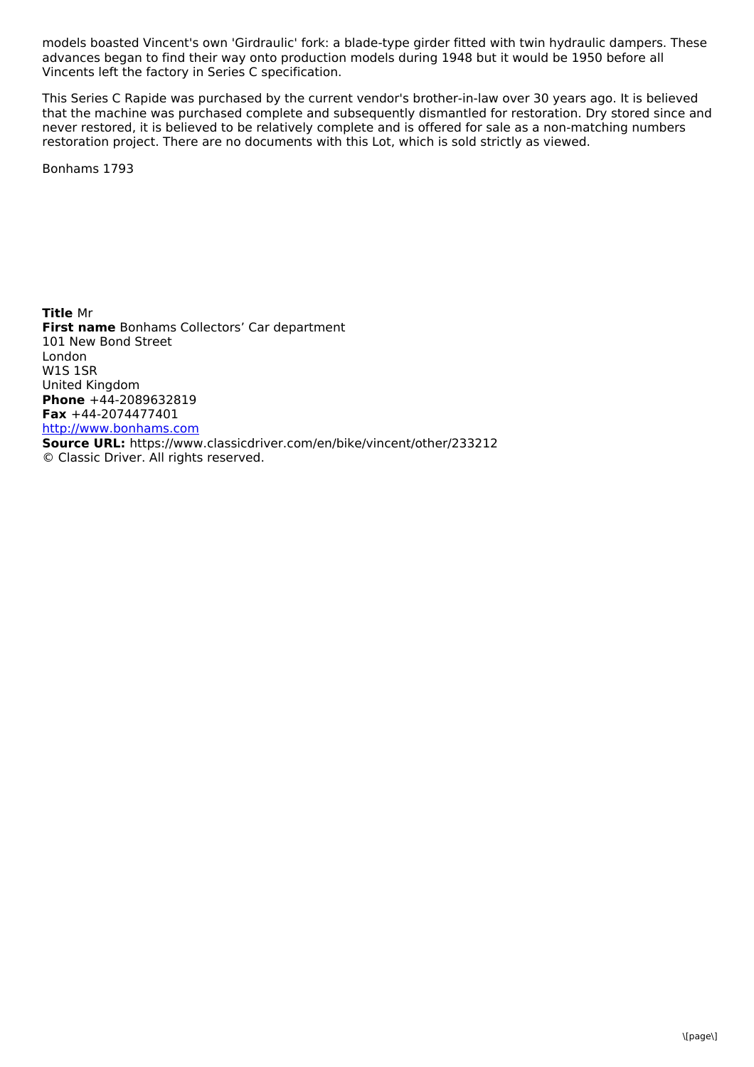models boasted Vincent's own 'Girdraulic' fork: a blade-type girder fitted with twin hydraulic dampers. These advances began to find their way onto production models during 1948 but it would be 1950 before all Vincents left the factory in Series C specification.

This Series C Rapide was purchased by the current vendor's brother-in-law over 30 years ago. It is believed that the machine was purchased complete and subsequently dismantled for restoration. Dry stored since and never restored, it is believed to be relatively complete and is offered for sale as a non-matching numbers restoration project. There are no documents with this Lot, which is sold strictly as viewed.

Bonhams 1793

**Title** Mr
**First name** Bonhams Collectors' Car department
101 New Bond Street
London
W1S 1SR
United Kingdom
**Phone** +44-2089632819
**Fax** +44-2074477401
[http://www.bonhams.com](http://www.bonhams.com)
**Source URL:** https://www.classicdriver.com/en/bike/vincent/other/233212
© Classic Driver. All rights reserved.